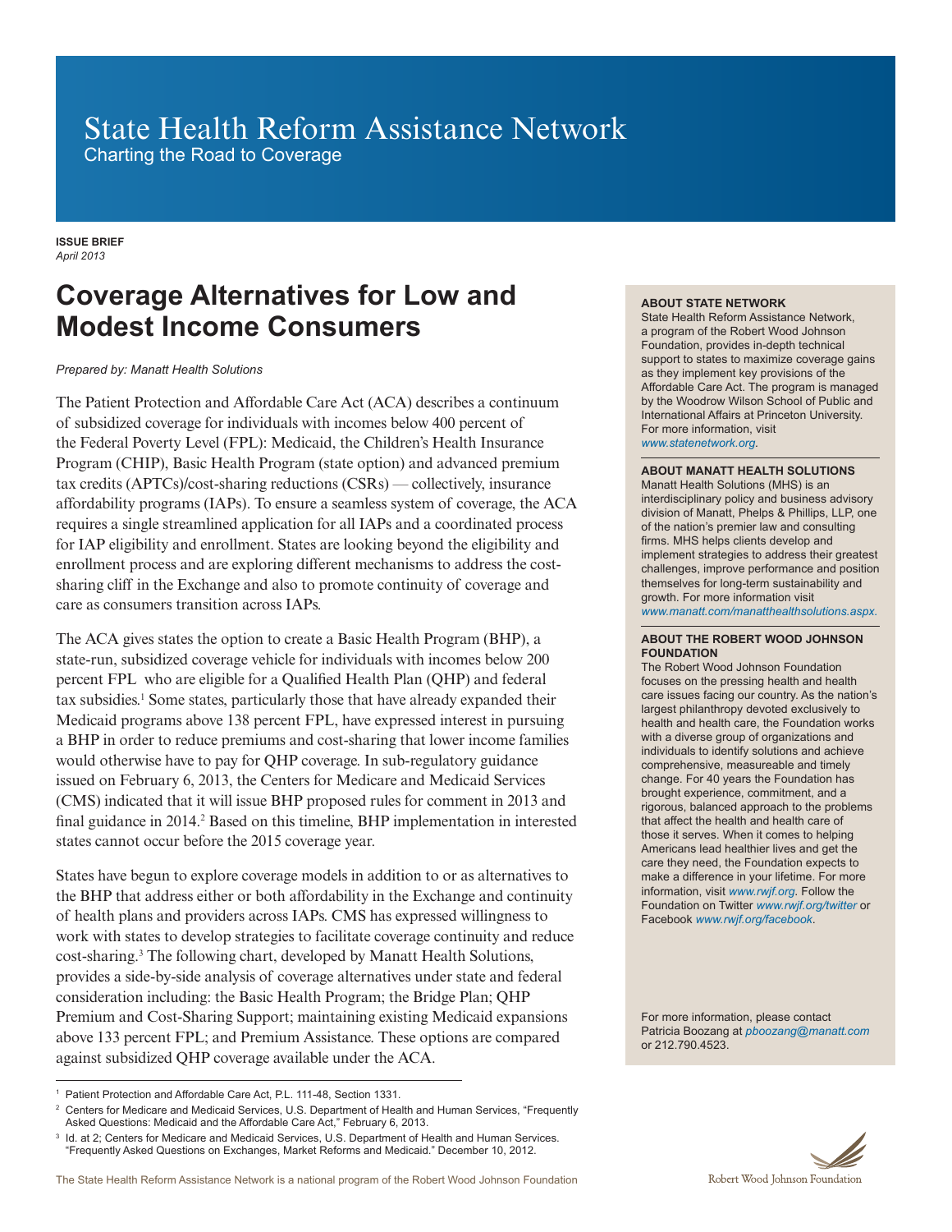# State Health Reform Assistance Network

Charting the Road to Coverage

**ISSUE BRIEF**
*April 2013*

## Coverage Alternatives for Low and Modest Income Consumers

*Prepared by: Manatt Health Solutions*

The Patient Protection and Affordable Care Act (ACA) describes a continuum of subsidized coverage for individuals with incomes below 400 percent of the Federal Poverty Level (FPL): Medicaid, the Children's Health Insurance Program (CHIP), Basic Health Program (state option) and advanced premium tax credits (APTCs)/cost-sharing reductions (CSRs) — collectively, insurance affordability programs (IAPs). To ensure a seamless system of coverage, the ACA requires a single streamlined application for all IAPs and a coordinated process for IAP eligibility and enrollment. States are looking beyond the eligibility and enrollment process and are exploring different mechanisms to address the cost-sharing cliff in the Exchange and also to promote continuity of coverage and care as consumers transition across IAPs.

The ACA gives states the option to create a Basic Health Program (BHP), a state-run, subsidized coverage vehicle for individuals with incomes below 200 percent FPL who are eligible for a Qualified Health Plan (QHP) and federal tax subsidies.[1] Some states, particularly those that have already expanded their Medicaid programs above 138 percent FPL, have expressed interest in pursuing a BHP in order to reduce premiums and cost-sharing that lower income families would otherwise have to pay for QHP coverage. In sub-regulatory guidance issued on February 6, 2013, the Centers for Medicare and Medicaid Services (CMS) indicated that it will issue BHP proposed rules for comment in 2013 and final guidance in 2014.[2] Based on this timeline, BHP implementation in interested states cannot occur before the 2015 coverage year.

States have begun to explore coverage models in addition to or as alternatives to the BHP that address either or both affordability in the Exchange and continuity of health plans and providers across IAPs. CMS has expressed willingness to work with states to develop strategies to facilitate coverage continuity and reduce cost-sharing.[3] The following chart, developed by Manatt Health Solutions, provides a side-by-side analysis of coverage alternatives under state and federal consideration including: the Basic Health Program; the Bridge Plan; QHP Premium and Cost-Sharing Support; maintaining existing Medicaid expansions above 133 percent FPL; and Premium Assistance. These options are compared against subsidized QHP coverage available under the ACA.

1 Patient Protection and Affordable Care Act, P.L. 111-48, Section 1331.

2 Centers for Medicare and Medicaid Services, U.S. Department of Health and Human Services, "Frequently Asked Questions: Medicaid and the Affordable Care Act," February 6, 2013.

3 Id. at 2; Centers for Medicare and Medicaid Services, U.S. Department of Health and Human Services. "Frequently Asked Questions on Exchanges, Market Reforms and Medicaid." December 10, 2012.

The State Health Reform Assistance Network is a national program of the Robert Wood Johnson Foundation

**ABOUT STATE NETWORK**
State Health Reform Assistance Network, a program of the Robert Wood Johnson Foundation, provides in-depth technical support to states to maximize coverage gains as they implement key provisions of the Affordable Care Act. The program is managed by the Woodrow Wilson School of Public and International Affairs at Princeton University. For more information, visit *www.statenetwork.org*.

**ABOUT MANATT HEALTH SOLUTIONS**
Manatt Health Solutions (MHS) is an interdisciplinary policy and business advisory division of Manatt, Phelps & Phillips, LLP, one of the nation's premier law and consulting firms. MHS helps clients develop and implement strategies to address their greatest challenges, improve performance and position themselves for long-term sustainability and growth. For more information visit *www.manatt.com/manatthealthsolutions.aspx.*

**ABOUT THE ROBERT WOOD JOHNSON FOUNDATION**
The Robert Wood Johnson Foundation focuses on the pressing health and health care issues facing our country. As the nation's largest philanthropy devoted exclusively to health and health care, the Foundation works with a diverse group of organizations and individuals to identify solutions and achieve comprehensive, measureable and timely change. For 40 years the Foundation has brought experience, commitment, and a rigorous, balanced approach to the problems that affect the health and health care of those it serves. When it comes to helping Americans lead healthier lives and get the care they need, the Foundation expects to make a difference in your lifetime. For more information, visit *www.rwjf.org*. Follow the Foundation on Twitter *www.rwjf.org/twitter* or Facebook *www.rwjf.org/facebook*.

For more information, please contact Patricia Boozang at *pboozang@manatt.com* or 212.790.4523.

Robert Wood Johnson Foundation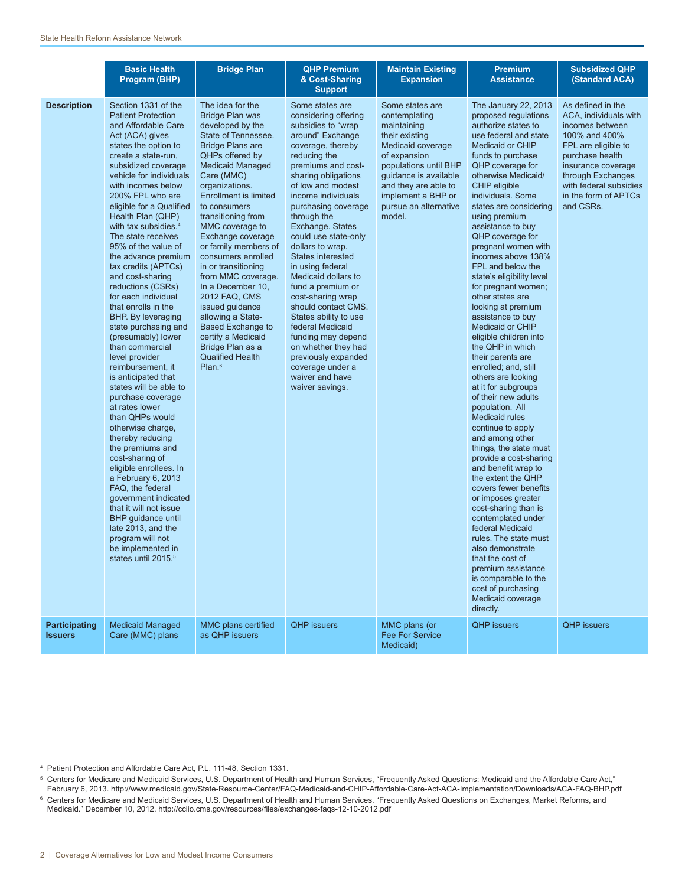| | Basic Health Program (BHP) | Bridge Plan | QHP Premium & Cost-Sharing Support | Maintain Existing Expansion | Premium Assistance | Subsidized QHP (Standard ACA) |
|---|---|---|---|---|---|---|
| **Description** | Section 1331 of the Patient Protection and Affordable Care Act (ACA) gives states the option to create a state-run, subsidized coverage vehicle for individuals with incomes below 200% FPL who are eligible for a Qualified Health Plan (QHP) with tax subsidies.[4] The state receives 95% of the value of the advance premium tax credits (APTCs) and cost-sharing reductions (CSRs) for each individual that enrolls in the BHP. By leveraging state purchasing and (presumably) lower than commercial level provider reimbursement, it is anticipated that states will be able to purchase coverage at rates lower than QHPs would otherwise charge, thereby reducing the premiums and cost-sharing of eligible enrollees. In a February 6, 2013 FAQ, the federal government indicated that it will not issue BHP guidance until late 2013, and the program will not be implemented in states until 2015.[5] | The idea for the Bridge Plan was developed by the State of Tennessee. Bridge Plans are QHPs offered by Medicaid Managed Care (MMC) organizations. Enrollment is limited to consumers transitioning from MMC coverage to Exchange coverage or family members of consumers enrolled in or transitioning from MMC coverage. In a December 10, 2012 FAQ, CMS issued guidance allowing a State-Based Exchange to certify a Medicaid Bridge Plan as a Qualified Health Plan.[6] | Some states are considering offering subsidies to "wrap around" Exchange coverage, thereby reducing the premiums and cost-sharing obligations of low and modest income individuals purchasing coverage through the Exchange. States could use state-only dollars to wrap. States interested in using federal Medicaid dollars to fund a premium or cost-sharing wrap should contact CMS. States ability to use federal Medicaid funding may depend on whether they had previously expanded coverage under a waiver and have waiver savings. | Some states are contemplating maintaining their existing Medicaid coverage of expansion populations until BHP guidance is available and they are able to implement a BHP or pursue an alternative model. | The January 22, 2013 proposed regulations authorize states to use federal and state Medicaid or CHIP funds to purchase QHP coverage for otherwise Medicaid/CHIP eligible individuals. Some states are considering using premium assistance to buy QHP coverage for pregnant women with incomes above 138% FPL and below the state's eligibility level for pregnant women; other states are looking at premium assistance to buy Medicaid or CHIP eligible children into the QHP in which their parents are enrolled; and, still others are looking at it for subgroups of their new adults population. All Medicaid rules continue to apply and among other things, the state must provide a cost-sharing and benefit wrap to the extent the QHP covers fewer benefits or imposes greater cost-sharing than is contemplated under federal Medicaid rules. The state must also demonstrate that the cost of premium assistance is comparable to the cost of purchasing Medicaid coverage directly. | As defined in the ACA, individuals with incomes between 100% and 400% FPL are eligible to purchase health insurance coverage through Exchanges with federal subsidies in the form of APTCs and CSRs. |
| **Participating Issuers** | Medicaid Managed Care (MMC) plans | MMC plans certified as QHP issuers | QHP issuers | MMC plans (or Fee For Service Medicaid) | QHP issuers | QHP issuers |

[4] Patient Protection and Affordable Care Act, P.L. 111-48, Section 1331.

[5] Centers for Medicare and Medicaid Services, U.S. Department of Health and Human Services, "Frequently Asked Questions: Medicaid and the Affordable Care Act," February 6, 2013. http://www.medicaid.gov/State-Resource-Center/FAQ-Medicaid-and-CHIP-Affordable-Care-Act-ACA-Implementation/Downloads/ACA-FAQ-BHP.pdf

[6] Centers for Medicare and Medicaid Services, U.S. Department of Health and Human Services. "Frequently Asked Questions on Exchanges, Market Reforms, and Medicaid." December 10, 2012. http://cciio.cms.gov/resources/files/exchanges-faqs-12-10-2012.pdf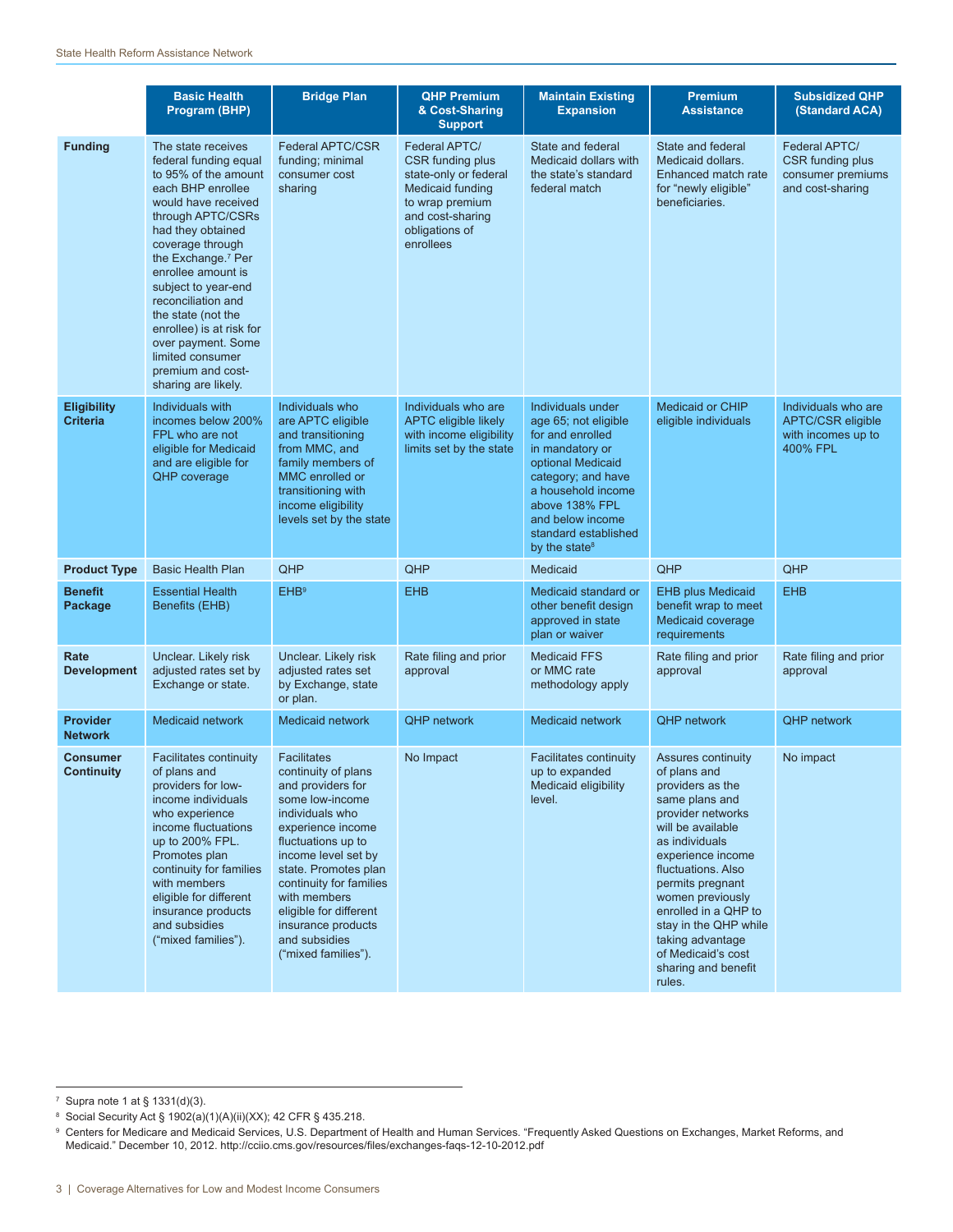| | Basic Health Program (BHP) | Bridge Plan | QHP Premium & Cost-Sharing Support | Maintain Existing Expansion | Premium Assistance | Subsidized QHP (Standard ACA) |
|---|---|---|---|---|---|---|
| **Funding** | The state receives federal funding equal to 95% of the amount each BHP enrollee would have received through APTC/CSRs had they obtained coverage through the Exchange.[7] Per enrollee amount is subject to year-end reconciliation and the state (not the enrollee) is at risk for over payment. Some limited consumer premium and cost-sharing are likely. | Federal APTC/CSR funding; minimal consumer cost sharing | Federal APTC/CSR funding plus state-only or federal Medicaid funding to wrap premium and cost-sharing obligations of enrollees | State and federal Medicaid dollars with the state's standard federal match | State and federal Medicaid dollars. Enhanced match rate for "newly eligible" beneficiaries. | Federal APTC/CSR funding plus consumer premiums and cost-sharing |
| **Eligibility Criteria** | Individuals with incomes below 200% FPL who are not eligible for Medicaid and are eligible for QHP coverage | Individuals who are APTC eligible and transitioning from MMC, and family members of MMC enrolled or transitioning with income eligibility levels set by the state | Individuals who are APTC eligible likely with income eligibility limits set by the state | Individuals under age 65; not eligible for and enrolled in mandatory or optional Medicaid category; and have a household income above 138% FPL and below income standard established by the state[8] | Medicaid or CHIP eligible individuals | Individuals who are APTC/CSR eligible with incomes up to 400% FPL |
| **Product Type** | Basic Health Plan | QHP | QHP | Medicaid | QHP | QHP |
| **Benefit Package** | Essential Health Benefits (EHB) | EHB[9] | EHB | Medicaid standard or other benefit design approved in state plan or waiver | EHB plus Medicaid benefit wrap to meet Medicaid coverage requirements | EHB |
| **Rate Development** | Unclear. Likely risk adjusted rates set by Exchange or state. | Unclear. Likely risk adjusted rates set by Exchange, state or plan. | Rate filing and prior approval | Medicaid FFS or MMC rate methodology apply | Rate filing and prior approval | Rate filing and prior approval |
| **Provider Network** | Medicaid network | Medicaid network | QHP network | Medicaid network | QHP network | QHP network |
| **Consumer Continuity** | Facilitates continuity of plans and providers for low-income individuals who experience income fluctuations up to 200% FPL. Promotes plan continuity for families with members eligible for different insurance products and subsidies ("mixed families"). | Facilitates continuity of plans and providers for some low-income individuals who experience income fluctuations up to income level set by state. Promotes plan continuity for families with members eligible for different insurance products and subsidies ("mixed families"). | No Impact | Facilitates continuity up to expanded Medicaid eligibility level. | Assures continuity of plans and providers as the same plans and provider networks will be available as individuals experience income fluctuations. Also permits pregnant women previously enrolled in a QHP to stay in the QHP while taking advantage of Medicaid's cost sharing and benefit rules. | No impact |

[7] Supra note 1 at § 1331(d)(3).

[8] Social Security Act § 1902(a)(1)(A)(ii)(XX); 42 CFR § 435.218.

[9] Centers for Medicare and Medicaid Services, U.S. Department of Health and Human Services. "Frequently Asked Questions on Exchanges, Market Reforms, and Medicaid." December 10, 2012. http://cciio.cms.gov/resources/files/exchanges-faqs-12-10-2012.pdf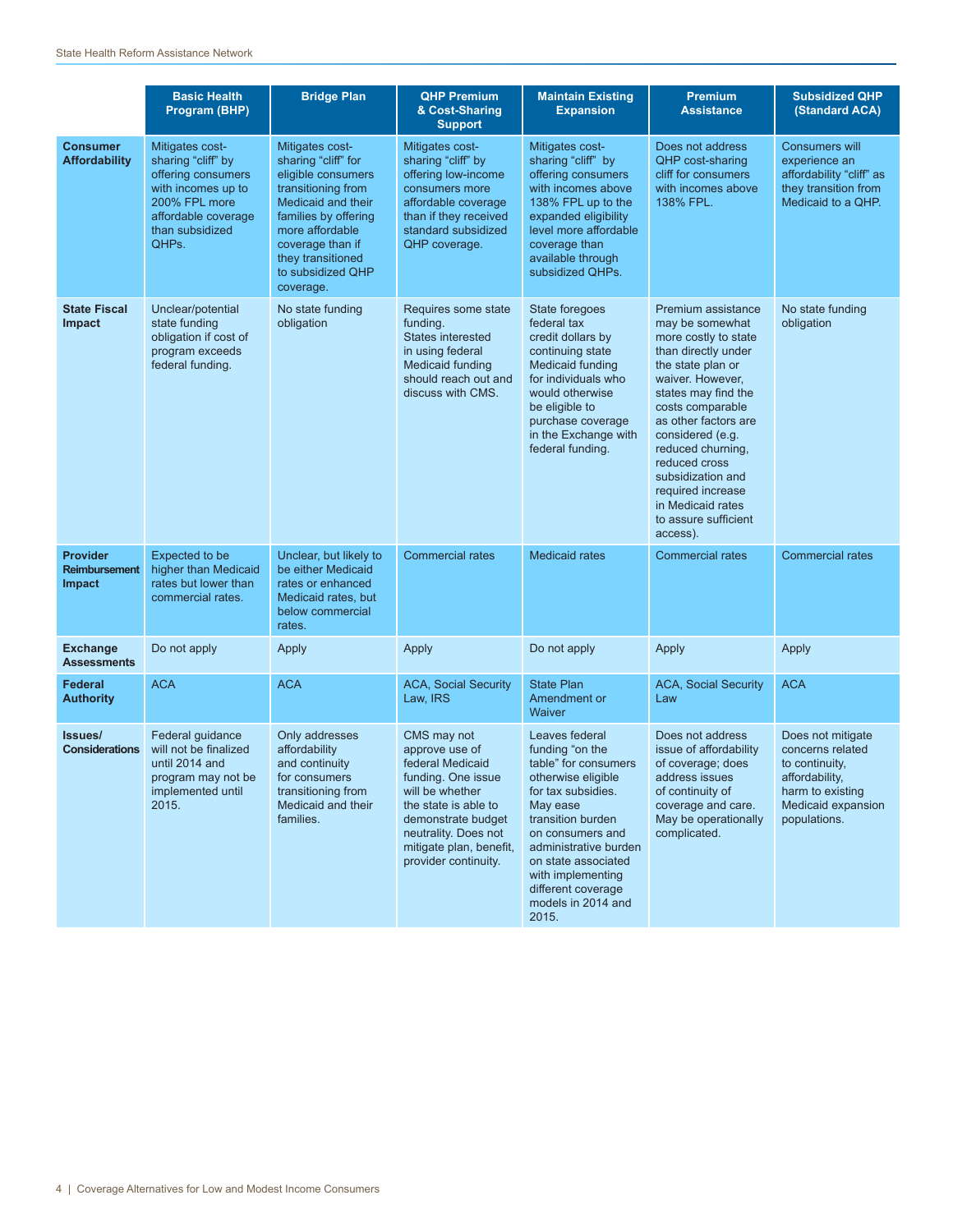| | Basic Health Program (BHP) | Bridge Plan | QHP Premium & Cost-Sharing Support | Maintain Existing Expansion | Premium Assistance | Subsidized QHP (Standard ACA) |
|---|---|---|---|---|---|---|
| **Consumer Affordability** | Mitigates cost-sharing "cliff" by offering consumers with incomes up to 200% FPL more affordable coverage than subsidized QHPs. | Mitigates cost-sharing "cliff" for eligible consumers transitioning from Medicaid and their families by offering more affordable coverage than if they transitioned to subsidized QHP coverage. | Mitigates cost-sharing "cliff" by offering low-income consumers more affordable coverage than if they received standard subsidized QHP coverage. | Mitigates cost-sharing "cliff" by offering consumers with incomes above 138% FPL up to the expanded eligibility level more affordable coverage than available through subsidized QHPs. | Does not address QHP cost-sharing cliff for consumers with incomes above 138% FPL. | Consumers will experience an affordability "cliff" as they transition from Medicaid to a QHP. |
| **State Fiscal Impact** | Unclear/potential state funding obligation if cost of program exceeds federal funding. | No state funding obligation | Requires some state funding. States interested in using federal Medicaid funding should reach out and discuss with CMS. | State foregoes federal tax credit dollars by continuing state Medicaid funding for individuals who would otherwise be eligible to purchase coverage in the Exchange with federal funding. | Premium assistance may be somewhat more costly to state than directly under the state plan or waiver. However, states may find the costs comparable as other factors are considered (e.g. reduced churning, reduced cross subsidization and required increase in Medicaid rates to assure sufficient access). | No state funding obligation |
| **Provider Reimbursement Impact** | Expected to be higher than Medicaid rates but lower than commercial rates. | Unclear, but likely to be either Medicaid rates or enhanced Medicaid rates, but below commercial rates. | Commercial rates | Medicaid rates | Commercial rates | Commercial rates |
| **Exchange Assessments** | Do not apply | Apply | Apply | Do not apply | Apply | Apply |
| **Federal Authority** | ACA | ACA | ACA, Social Security Law, IRS | State Plan Amendment or Waiver | ACA, Social Security Law | ACA |
| **Issues/ Considerations** | Federal guidance will not be finalized until 2014 and program may not be implemented until 2015. | Only addresses affordability and continuity for consumers transitioning from Medicaid and their families. | CMS may not approve use of federal Medicaid funding. One issue will be whether the state is able to demonstrate budget neutrality. Does not mitigate plan, benefit, provider continuity. | Leaves federal funding "on the table" for consumers otherwise eligible for tax subsidies. May ease transition burden on consumers and administrative burden on state associated with implementing different coverage models in 2014 and 2015. | Does not address issue of affordability of coverage; does address issues of continuity of coverage and care. May be operationally complicated. | Does not mitigate concerns related to continuity, affordability, harm to existing Medicaid expansion populations. |